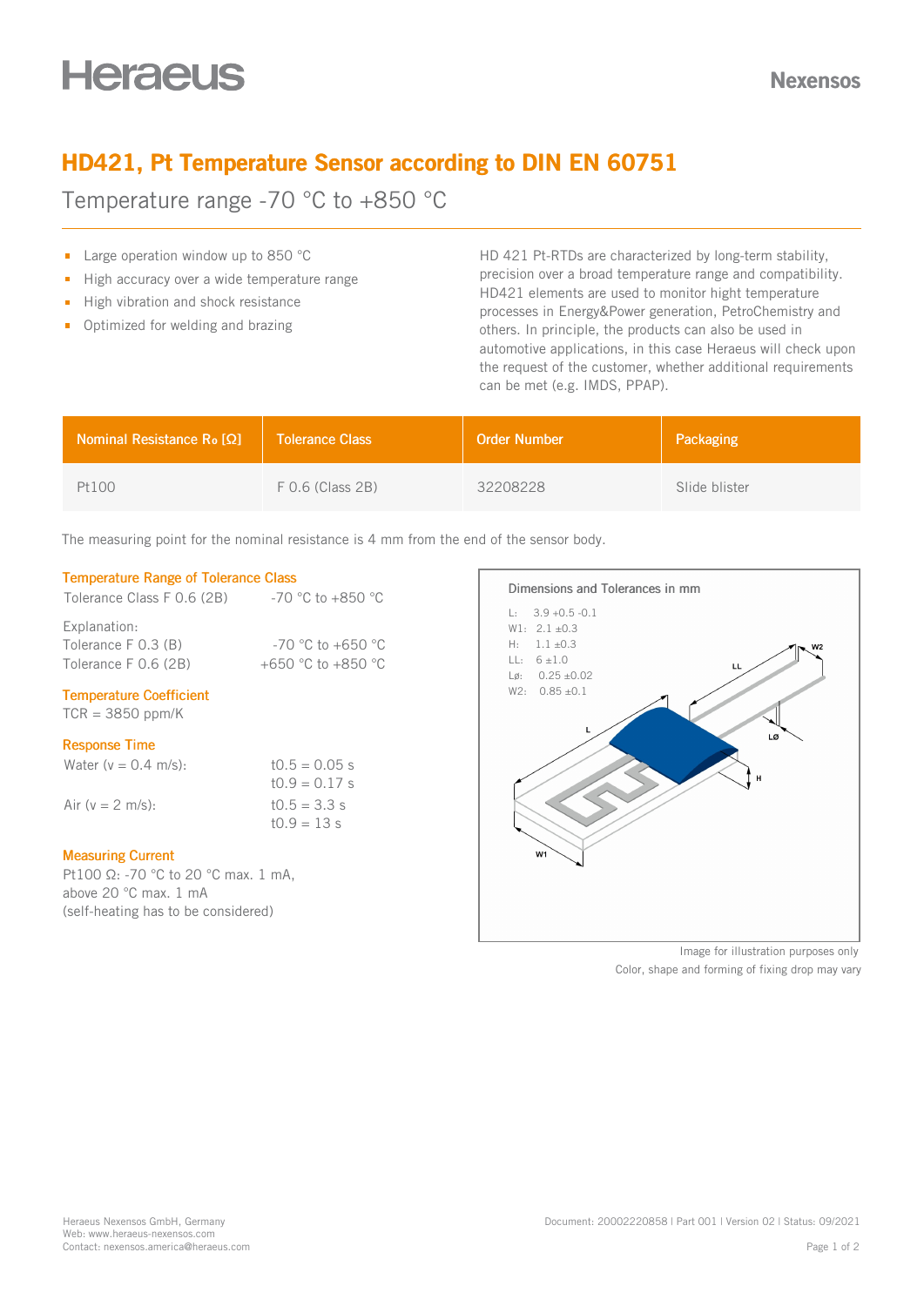# HD421, Pt Temperature Sensor according to DIN EN 60751

## Temperature range -70 °C to +850 °C

- Large operation window up to 850 °C
- High accuracy over a wide temperature range
- High vibration and shock resistance
- Optimized for welding and brazing

HD 421 Pt-RTDs are characterized by long-term stability, precision over a broad temperature range and compatibility. HD421 elements are used to monitor hight temperature processes in Energy&Power generation, PetroChemistry and others. In principle, the products can also be used in automotive applications, in this case Heraeus will check upon the request of the customer, whether additional requirements can be met (e.g. IMDS, PPAP).

| Nominal Resistance $R_0$ [Ω] | Tolerance Class | Order Number | Packaging |
|---|---|---|---|
| Pt100 | F 0.6 (Class 2B) | 32208228 | Slide blister |

The measuring point for the nominal resistance is 4 mm from the end of the sensor body.

### Temperature Range of Tolerance Class

Tolerance Class F 0.6 (2B) -70 °C to +850 °C

Explanation:
Tolerance F 0.3 (B) -70 °C to +650 °C
Tolerance F 0.6 (2B) +650 °C to +850 °C

### Temperature Coefficient

TCR = 3850 ppm/K

### Response Time

Water (v = 0.4 m/s): $t_{0.5}$ = 0.05 s
$t_{0.9}$ = 0.17 s

Air (v = 2 m/s): $t_{0.5}$ = 3.3 s
$t_{0.9}$ = 13 s

### Measuring Current

Pt100 Ω: -70 °C to 20 °C max. 1 mA,
above 20 °C max. 1 mA
(self-heating has to be considered)

### Dimensions and Tolerances in mm

L: 3.9 +0.5 -0.1
W1: 2.1 ±0.3
H: 1.1 ±0.3
LL: 6 ±1.0
Lø: 0.25 ±0.02
W2: 0.85 ±0.1

Image for illustration purposes only
Color, shape and forming of fixing drop may vary

Heraeus Nexensos GmbH, Germany
Web: www.heraeus-nexensos.com
Contact: nexensos.america@heraeus.com

Document: 20002220858 | Part 001 | Version 02 | Status: 09/2021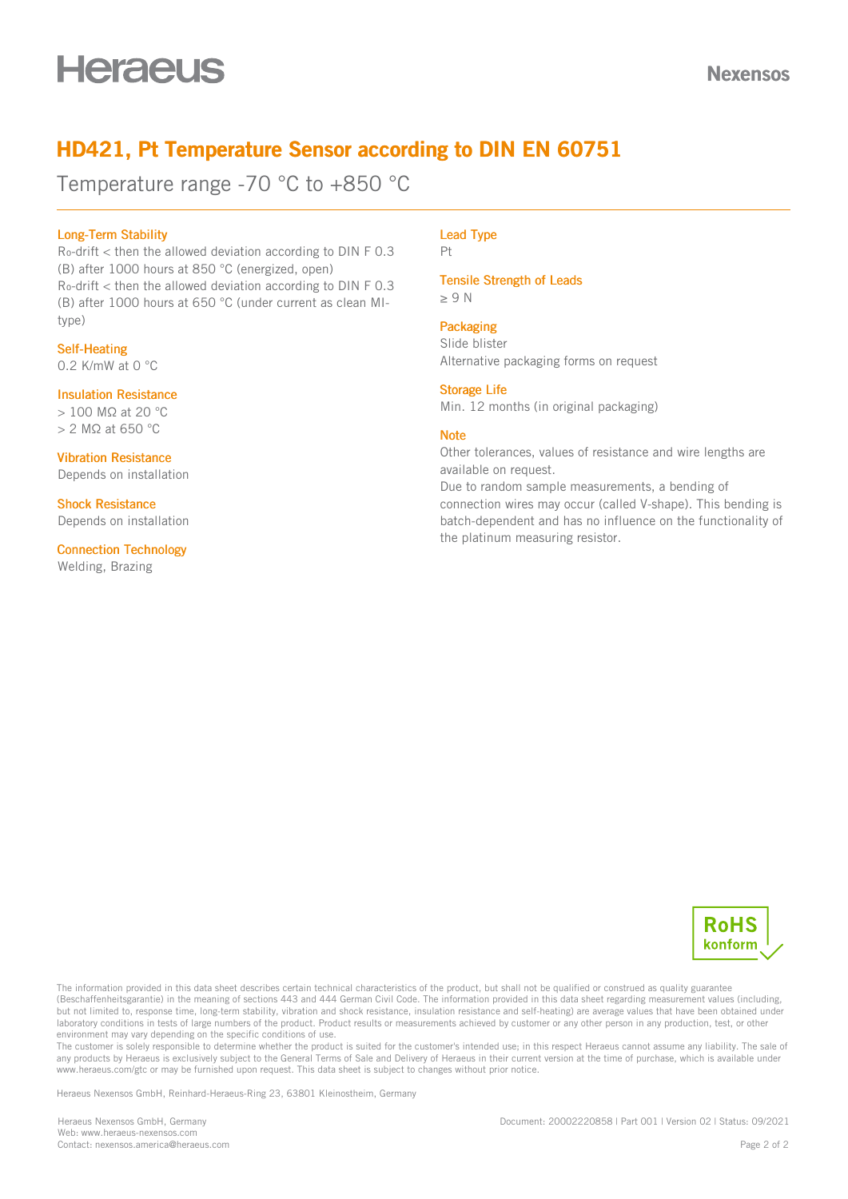# HD421, Pt Temperature Sensor according to DIN EN 60751

Temperature range -70 °C to +850 °C

### Long-Term Stability

$R_0$-drift < then the allowed deviation according to DIN F 0.3 (B) after 1000 hours at 850 °C (energized, open)
$R_0$-drift < then the allowed deviation according to DIN F 0.3 (B) after 1000 hours at 650 °C (under current as clean MI-type)

### Self-Heating

0.2 K/mW at 0 °C

### Insulation Resistance

> 100 MΩ at 20 °C
> 2 MΩ at 650 °C

### Vibration Resistance

Depends on installation

### Shock Resistance

Depends on installation

### Connection Technology

Welding, Brazing

### Lead Type

Pt

### Tensile Strength of Leads

≥ 9 N

### Packaging

Slide blister
Alternative packaging forms on request

### Storage Life

Min. 12 months (in original packaging)

### Note

Other tolerances, values of resistance and wire lengths are available on request.
Due to random sample measurements, a bending of connection wires may occur (called V-shape). This bending is batch-dependent and has no influence on the functionality of the platinum measuring resistor.

RoHS konform

The information provided in this data sheet describes certain technical characteristics of the product, but shall not be qualified or construed as quality guarantee (Beschaffenheitsgarantie) in the meaning of sections 443 and 444 German Civil Code. The information provided in this data sheet regarding measurement values (including, but not limited to, response time, long-term stability, vibration and shock resistance, insulation resistance and self-heating) are average values that have been obtained under laboratory conditions in tests of large numbers of the product. Product results or measurements achieved by customer or any other person in any production, test, or other environment may vary depending on the specific conditions of use.
The customer is solely responsible to determine whether the product is suited for the customer's intended use; in this respect Heraeus cannot assume any liability. The sale of any products by Heraeus is exclusively subject to the General Terms of Sale and Delivery of Heraeus in their current version at the time of purchase, which is available under www.heraeus.com/gtc or may be furnished upon request. This data sheet is subject to changes without prior notice.

Heraeus Nexensos GmbH, Reinhard-Heraeus-Ring 23, 63801 Kleinostheim, Germany

Heraeus Nexensos GmbH, Germany
Web: www.heraeus-nexensos.com
Contact: nexensos.america@heraeus.com

Document: 20002220858 | Part 001 | Version 02 | Status: 09/2021